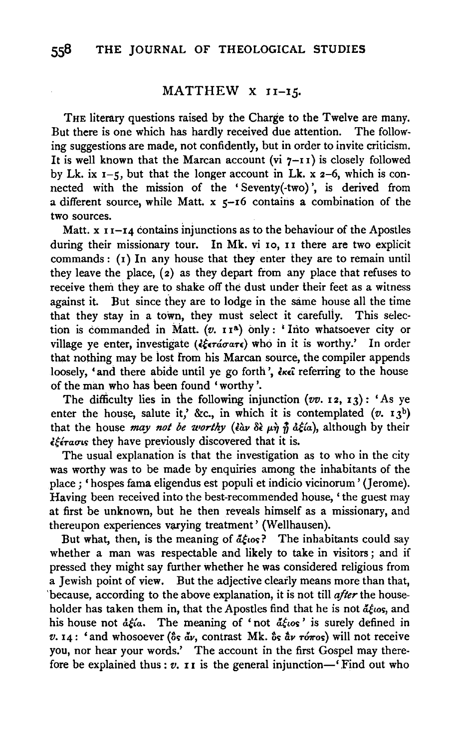## MATTHEW x 11–15.

THE literary questions raised by the Charge to the Twelve are many. But there is one which has hardly received due attention. The following suggestions are made, not confidently, but in order to invite criticism. It is well known that the Marcan account (vi 7–11) is closely followed by Lk. ix 1–5, but that the longer account in Lk. x 2–6, which is connected with the mission of the 'Seventy(-two)', is derived from a different source, while Matt. x 5–16 contains a combination of the two sources.

Matt. x 11–14 contains injunctions as to the behaviour of the Apostles during their missionary tour. In Mk. vi 10, 11 there are two explicit commands: (1) In any house that they enter they are to remain until they leave the place, (2) as they depart from any place that refuses to receive them they are to shake off the dust under their feet as a witness against it. But since they are to lodge in the same house all the time that they stay in a town, they must select it carefully. This selection is commanded in Matt. (*v.* 11ᵃ) only: 'Into whatsoever city or village ye enter, investigate (ἐξετάσατε) who in it is worthy.' In order that nothing may be lost from his Marcan source, the compiler appends loosely, 'and there abide until ye go forth', ἐκεῖ referring to the house of the man who has been found 'worthy'.

The difficulty lies in the following injunction (*vv.* 12, 13): 'As ye enter the house, salute it,' &c., in which it is contemplated (*v.* 13ᵇ) that the house *may not be worthy* (ἐὰν δὲ μὴ ᾖ ἀξία), although by their ἐξέτασις they have previously discovered that it is.

The usual explanation is that the investigation as to who in the city was worthy was to be made by enquiries among the inhabitants of the place; 'hospes fama eligendus est populi et indicio vicinorum' (Jerome). Having been received into the best-recommended house, 'the guest may at first be unknown, but he then reveals himself as a missionary, and thereupon experiences varying treatment' (Wellhausen).

But what, then, is the meaning of ἄξιος? The inhabitants could say whether a man was respectable and likely to take in visitors; and if pressed they might say further whether he was considered religious from a Jewish point of view. But the adjective clearly means more than that, because, according to the above explanation, it is not till *after* the householder has taken them in, that the Apostles find that he is not ἄξιος, and his house not ἀξία. The meaning of 'not ἄξιος' is surely defined in *v.* 14: 'and whosoever (ὃς ἄν, contrast Mk. ὃς ἂν τόπος) will not receive you, nor hear your words.' The account in the first Gospel may therefore be explained thus: *v.* 11 is the general injunction—'Find out who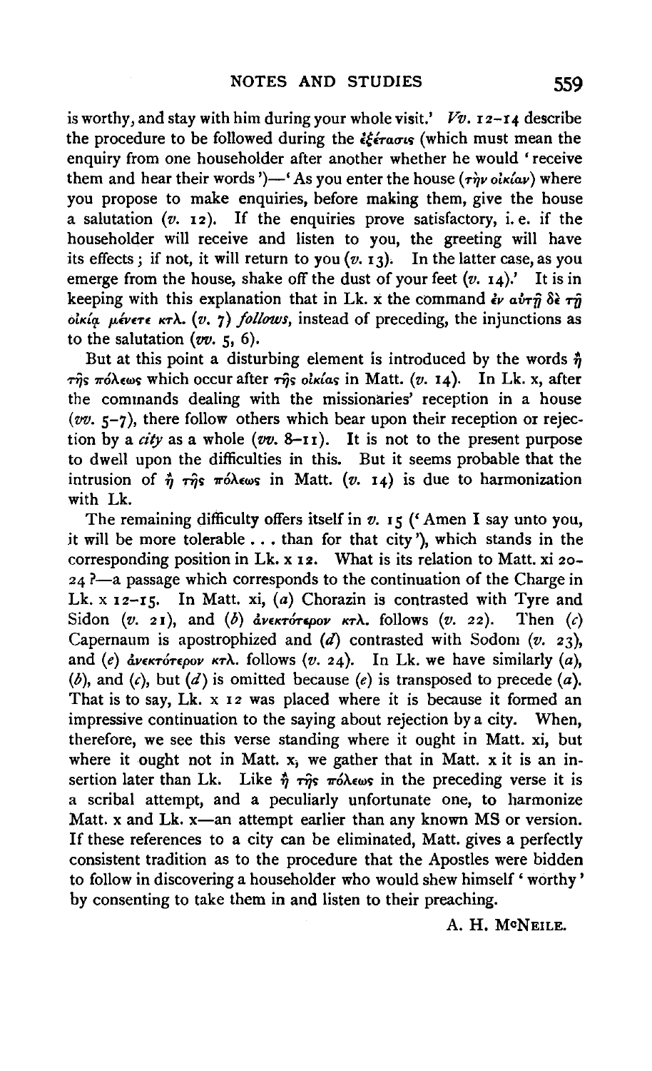is worthy, and stay with him during your whole visit.' *Vv.* 12–14 describe the procedure to be followed during the ἐξέτασις (which must mean the enquiry from one householder after another whether he would 'receive them and hear their words')—'As you enter the house (τὴν οἰκίαν) where you propose to make enquiries, before making them, give the house a salutation (*v.* 12). If the enquiries prove satisfactory, i. e. if the householder will receive and listen to you, the greeting will have its effects; if not, it will return to you (*v.* 13). In the latter case, as you emerge from the house, shake off the dust of your feet (*v.* 14).' It is in keeping with this explanation that in Lk. x the command ἐν αὐτῇ δὲ τῇ οἰκίᾳ μένετε κτλ. (*v.* 7) *follows*, instead of preceding, the injunctions as to the salutation (*vv.* 5, 6).

But at this point a disturbing element is introduced by the words ἢ τῆς πόλεως which occur after τῆς οἰκίας in Matt. (*v.* 14). In Lk. x, after the commands dealing with the missionaries' reception in a house (*vv.* 5–7), there follow others which bear upon their reception or rejection by a *city* as a whole (*vv.* 8–11). It is not to the present purpose to dwell upon the difficulties in this. But it seems probable that the intrusion of ἢ τῆς πόλεως in Matt. (*v.* 14) is due to harmonization with Lk.

The remaining difficulty offers itself in *v.* 15 ('Amen I say unto you, it will be more tolerable . . . than for that city'), which stands in the corresponding position in Lk. x 12. What is its relation to Matt. xi 20–24?—a passage which corresponds to the continuation of the Charge in Lk. x 12–15. In Matt. xi, (*a*) Chorazin is contrasted with Tyre and Sidon (*v.* 21), and (*b*) ἀνεκτότερον κτλ. follows (*v.* 22). Then (*c*) Capernaum is apostrophized and (*d*) contrasted with Sodom (*v.* 23), and (*e*) ἀνεκτότερον κτλ. follows (*v.* 24). In Lk. we have similarly (*a*), (*b*), and (*c*), but (*d*) is omitted because (*e*) is transposed to precede (*a*). That is to say, Lk. x 12 was placed where it is because it formed an impressive continuation to the saying about rejection by a city. When, therefore, we see this verse standing where it ought in Matt. xi, but where it ought not in Matt. x, we gather that in Matt. x it is an insertion later than Lk. Like ἢ τῆς πόλεως in the preceding verse it is a scribal attempt, and a peculiarly unfortunate one, to harmonize Matt. x and Lk. x—an attempt earlier than any known MS or version. If these references to a city can be eliminated, Matt. gives a perfectly consistent tradition as to the procedure that the Apostles were bidden to follow in discovering a householder who would shew himself 'worthy' by consenting to take them in and listen to their preaching.

A. H. McNeile.